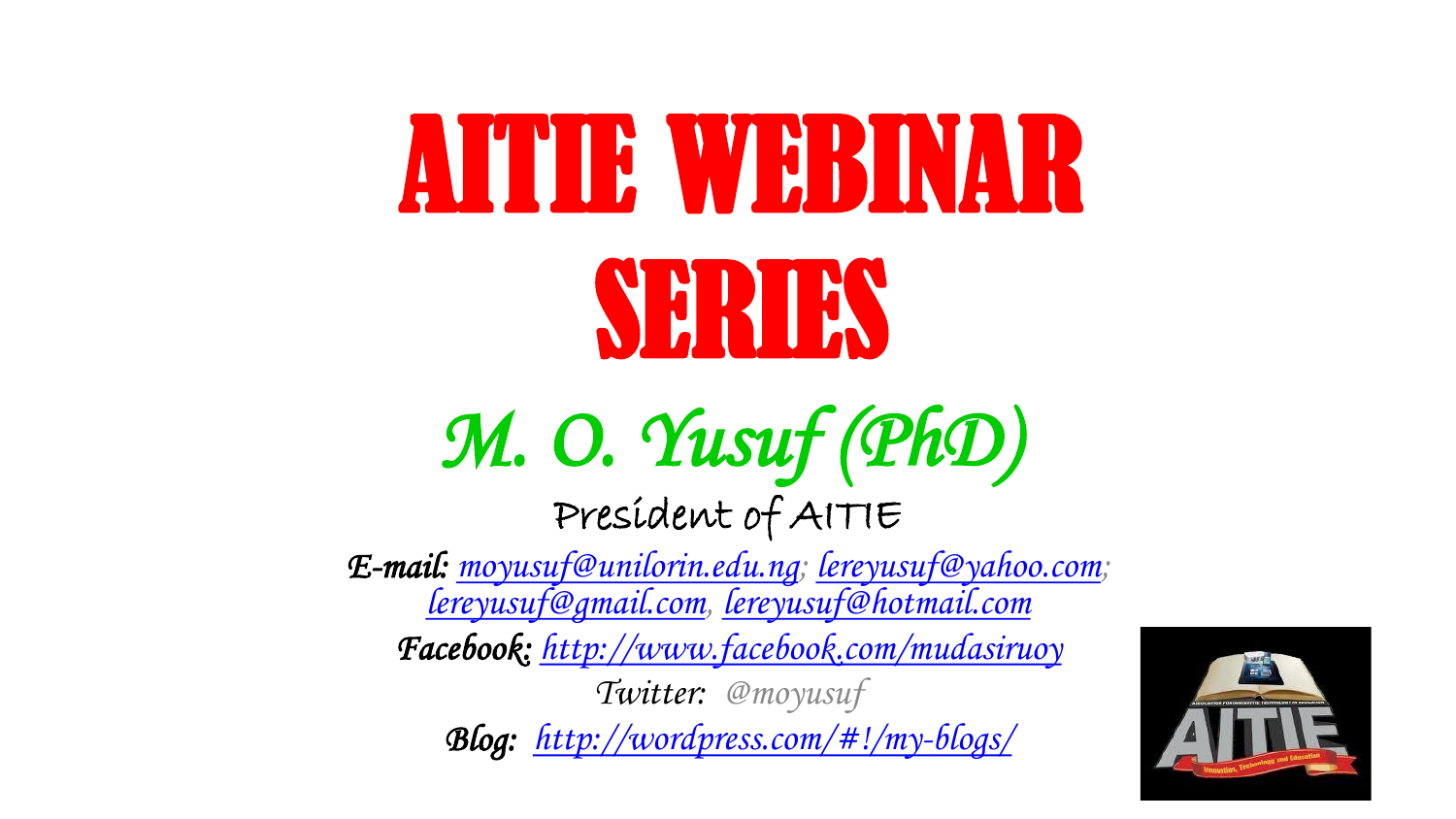# AITIE WEBINAR SERIES

## *M. O. Yusuf (PhD)*

President of AITIE

***E-mail:*** *moyusuf@unilorin.edu.ng; lereyusuf@yahoo.com; lereyusuf@gmail.com, lereyusuf@hotmail.com*

***Facebook:*** *http://www.facebook.com/mudasiruoy*

*Twitter: @moyusuf*

***Blog:*** *http://wordpress.com/#!/my-blogs/*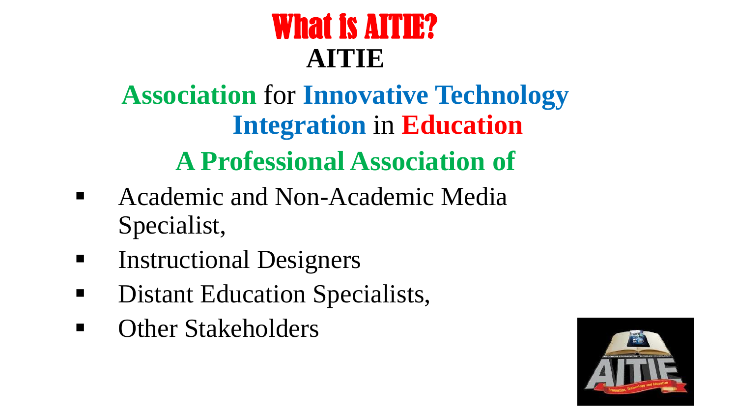# What is AITIE?

## AITIE

## Association for Innovative Technology Integration in Education

## A Professional Association of

- Academic and Non-Academic Media Specialist,
- Instructional Designers
- Distant Education Specialists,
- Other Stakeholders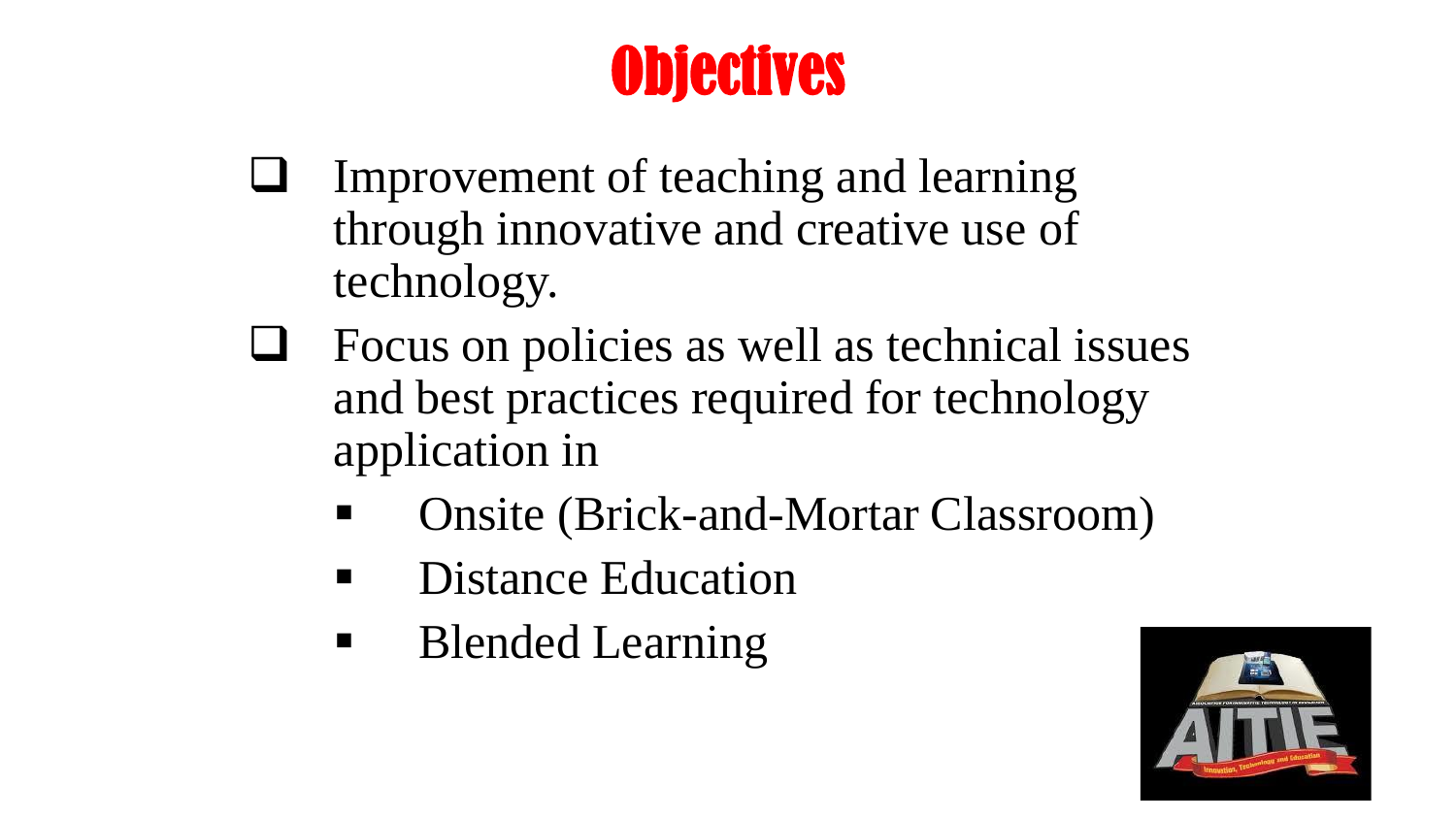# Objectives

- Improvement of teaching and learning through innovative and creative use of technology.
- Focus on policies as well as technical issues and best practices required for technology application in
  - Onsite (Brick-and-Mortar Classroom)
  - Distance Education
  - Blended Learning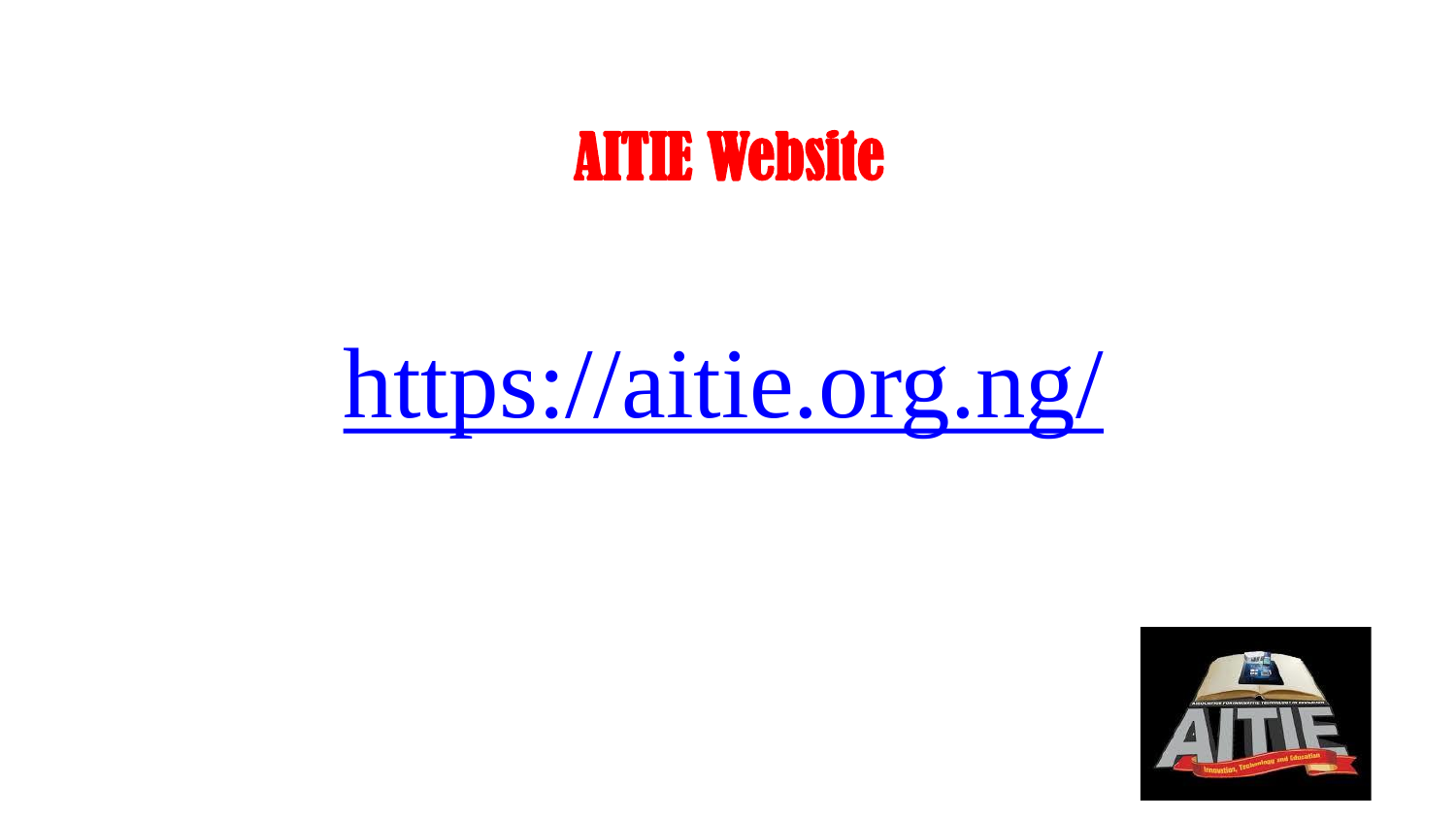# AITIE Website

[https://aitie.org.ng/](https://aitie.org.ng/)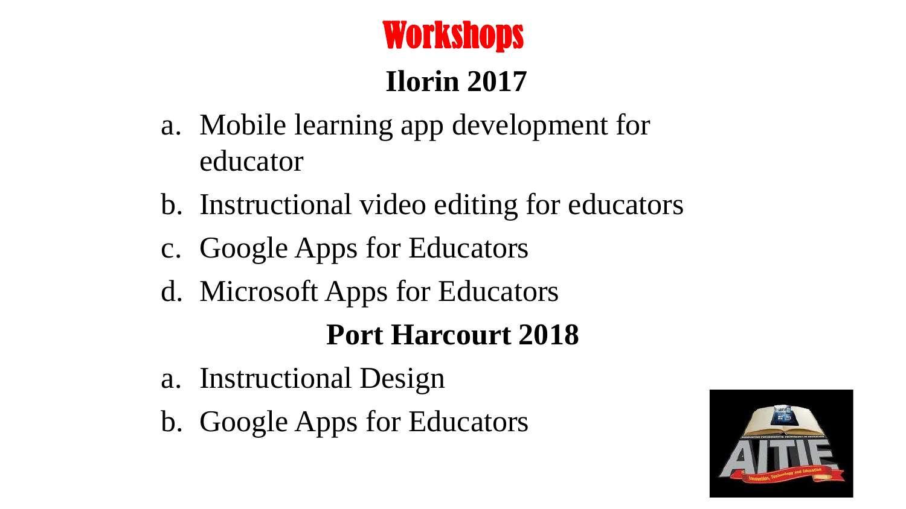# Workshops

## Ilorin 2017

a. Mobile learning app development for educator
b. Instructional video editing for educators
c. Google Apps for Educators
d. Microsoft Apps for Educators

## Port Harcourt 2018

a. Instructional Design
b. Google Apps for Educators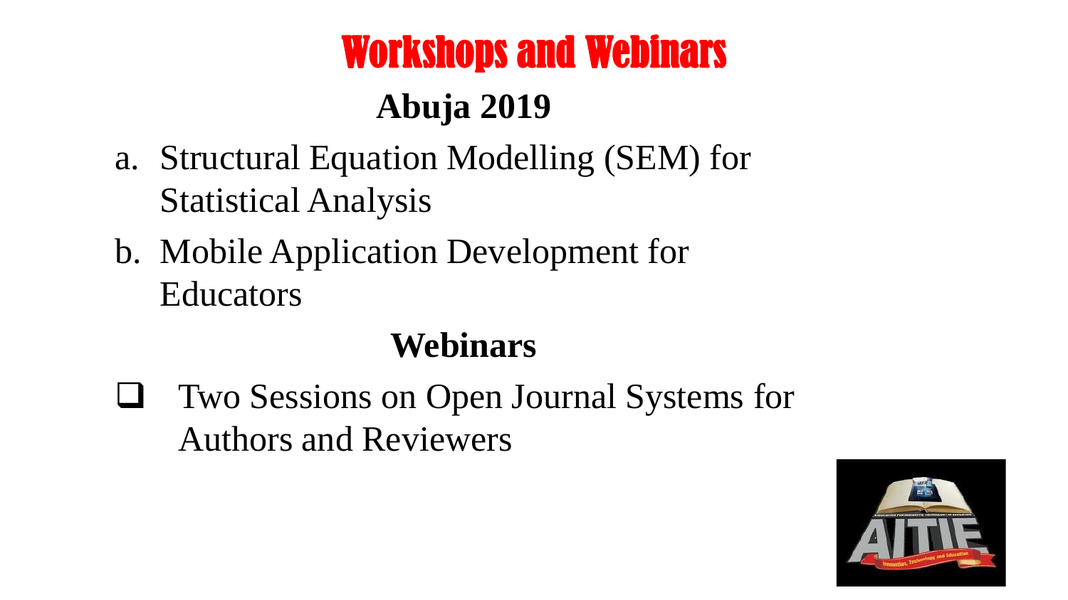# Workshops and Webinars

## Abuja 2019

a. Structural Equation Modelling (SEM) for Statistical Analysis

b. Mobile Application Development for Educators

## Webinars

- Two Sessions on Open Journal Systems for Authors and Reviewers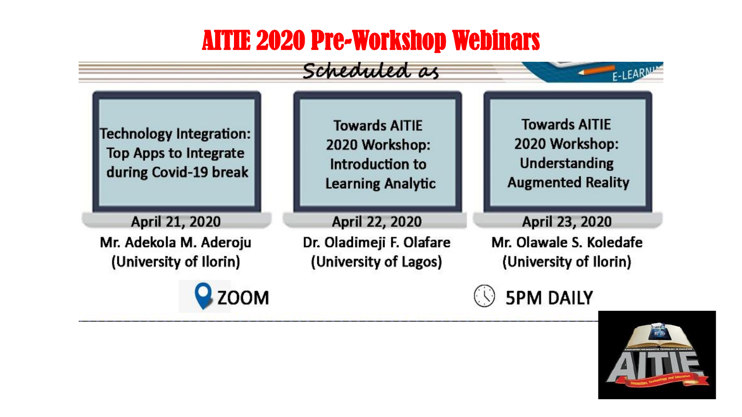# AITIE 2020 Pre-Workshop Webinars

*Scheduled as*

E-LEARNI

**Technology Integration: Top Apps to Integrate during Covid-19 break**

April 21, 2020

Mr. Adekola M. Aderoju (University of Ilorin)

**Towards AITIE 2020 Workshop: Introduction to Learning Analytic**

April 22, 2020

Dr. Oladimeji F. Olafare (University of Lagos)

**Towards AITIE 2020 Workshop: Understanding Augmented Reality**

April 23, 2020

Mr. Olawale S. Koledafe (University of Ilorin)

ZOOM

5PM DAILY

ASSOCIATION FOR INNOVATIVE TECHNOLOGY IN EDUCATION

AITIE

Innovation, Technology and Education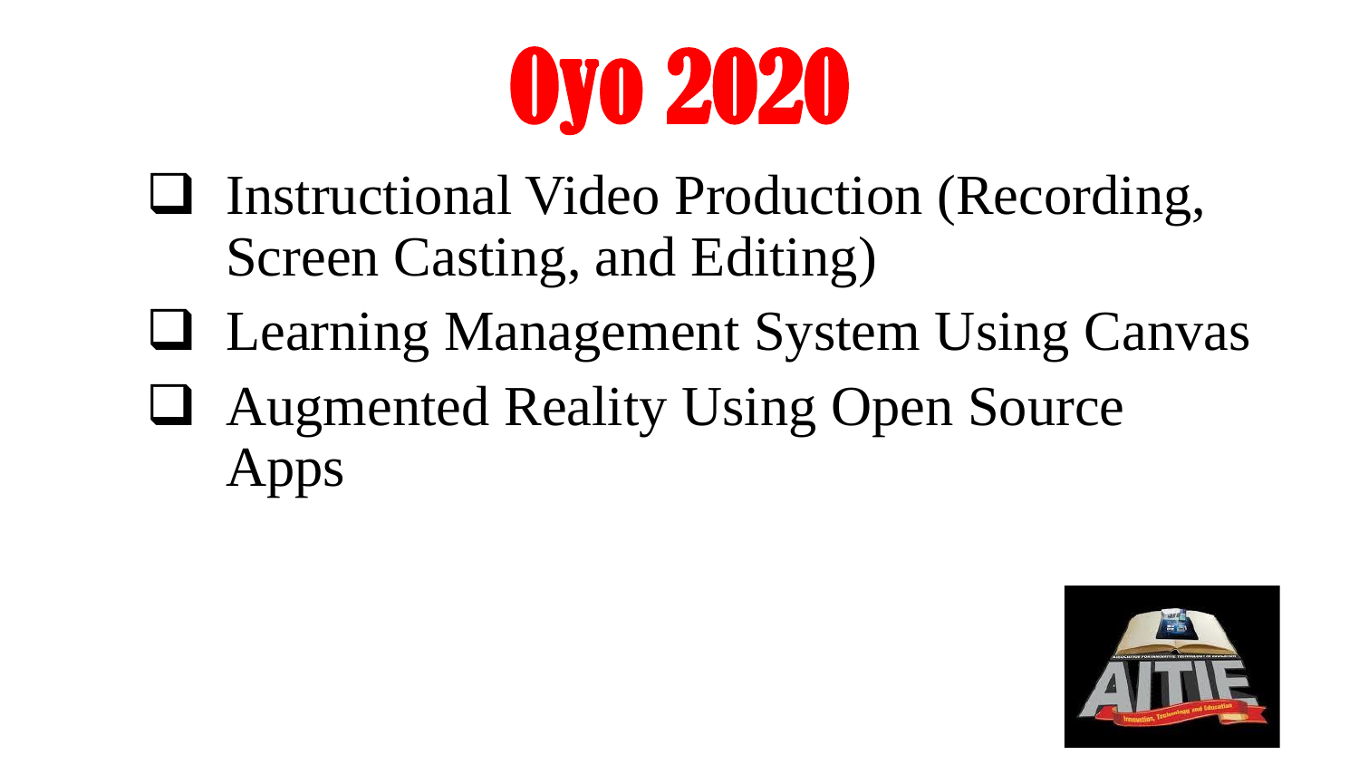# Oyo 2020

- Instructional Video Production (Recording, Screen Casting, and Editing)
- Learning Management System Using Canvas
- Augmented Reality Using Open Source Apps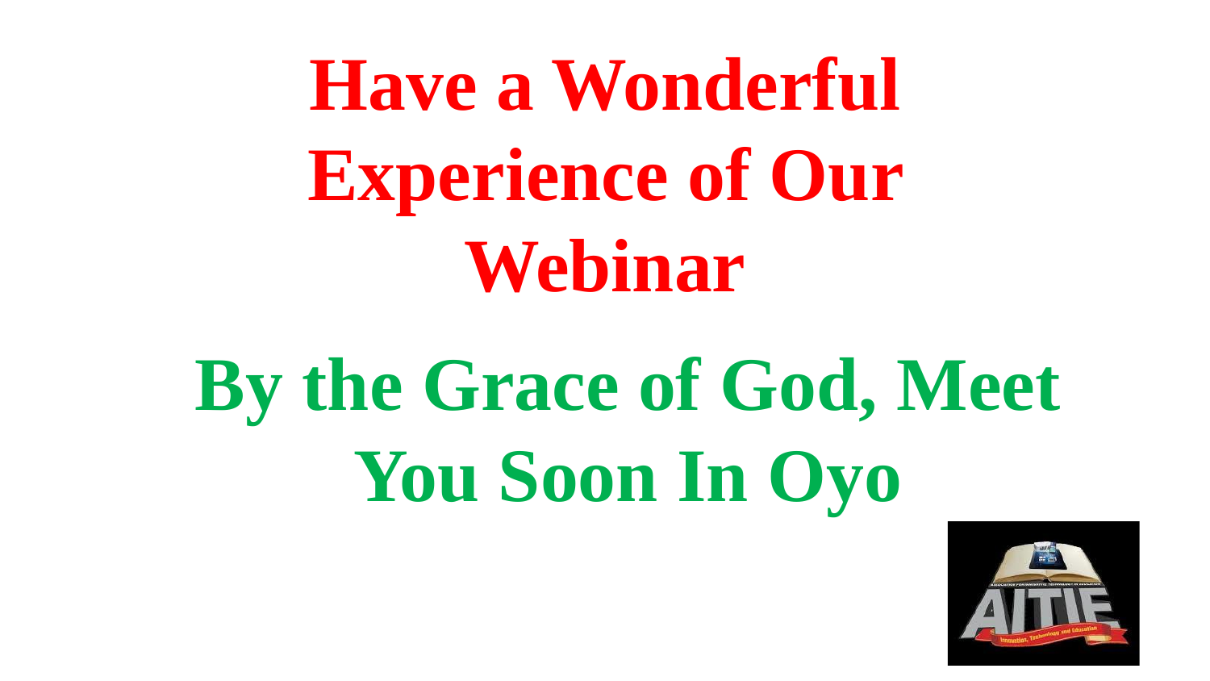# Have a Wonderful Experience of Our Webinar

## By the Grace of God, Meet You Soon In Oyo